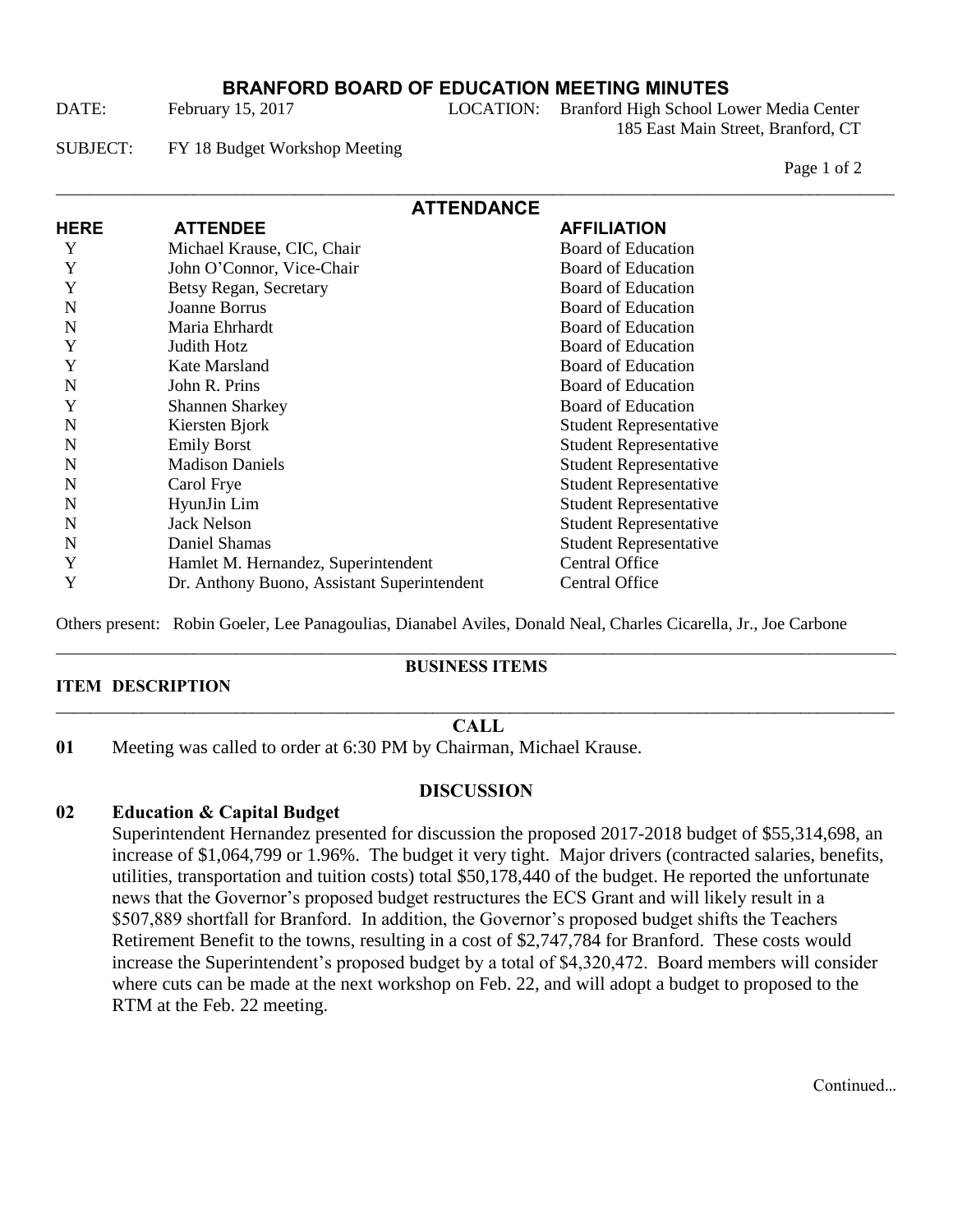# BRANFORD BOARD OF EDUCATION MEETING MINUTES

DATE: February 15, 2017 LOCATION: Branford High School Lower Media Center
185 East Main Street, Branford, CT

SUBJECT: FY 18 Budget Workshop Meeting

## ATTENDANCE

| HERE | ATTENDEE | AFFILIATION |
|---|---|---|
| Y | Michael Krause, CIC, Chair | Board of Education |
| Y | John O'Connor, Vice-Chair | Board of Education |
| Y | Betsy Regan, Secretary | Board of Education |
| N | Joanne Borrus | Board of Education |
| N | Maria Ehrhardt | Board of Education |
| Y | Judith Hotz | Board of Education |
| Y | Kate Marsland | Board of Education |
| N | John R. Prins | Board of Education |
| Y | Shannen Sharkey | Board of Education |
| N | Kiersten Bjork | Student Representative |
| N | Emily Borst | Student Representative |
| N | Madison Daniels | Student Representative |
| N | Carol Frye | Student Representative |
| N | HyunJin Lim | Student Representative |
| N | Jack Nelson | Student Representative |
| N | Daniel Shamas | Student Representative |
| Y | Hamlet M. Hernandez, Superintendent | Central Office |
| Y | Dr. Anthony Buono, Assistant Superintendent | Central Office |

Others present: Robin Goeler, Lee Panagoulias, Dianabel Aviles, Donald Neal, Charles Cicarella, Jr., Joe Carbone

## BUSINESS ITEMS

**ITEM DESCRIPTION**

### CALL

**01** Meeting was called to order at 6:30 PM by Chairman, Michael Krause.

### DISCUSSION

**02 Education & Capital Budget**

Superintendent Hernandez presented for discussion the proposed 2017-2018 budget of $55,314,698, an increase of $1,064,799 or 1.96%. The budget it very tight. Major drivers (contracted salaries, benefits, utilities, transportation and tuition costs) total $50,178,440 of the budget. He reported the unfortunate news that the Governor's proposed budget restructures the ECS Grant and will likely result in a $507,889 shortfall for Branford. In addition, the Governor's proposed budget shifts the Teachers Retirement Benefit to the towns, resulting in a cost of $2,747,784 for Branford. These costs would increase the Superintendent's proposed budget by a total of $4,320,472. Board members will consider where cuts can be made at the next workshop on Feb. 22, and will adopt a budget to proposed to the RTM at the Feb. 22 meeting.

Continued...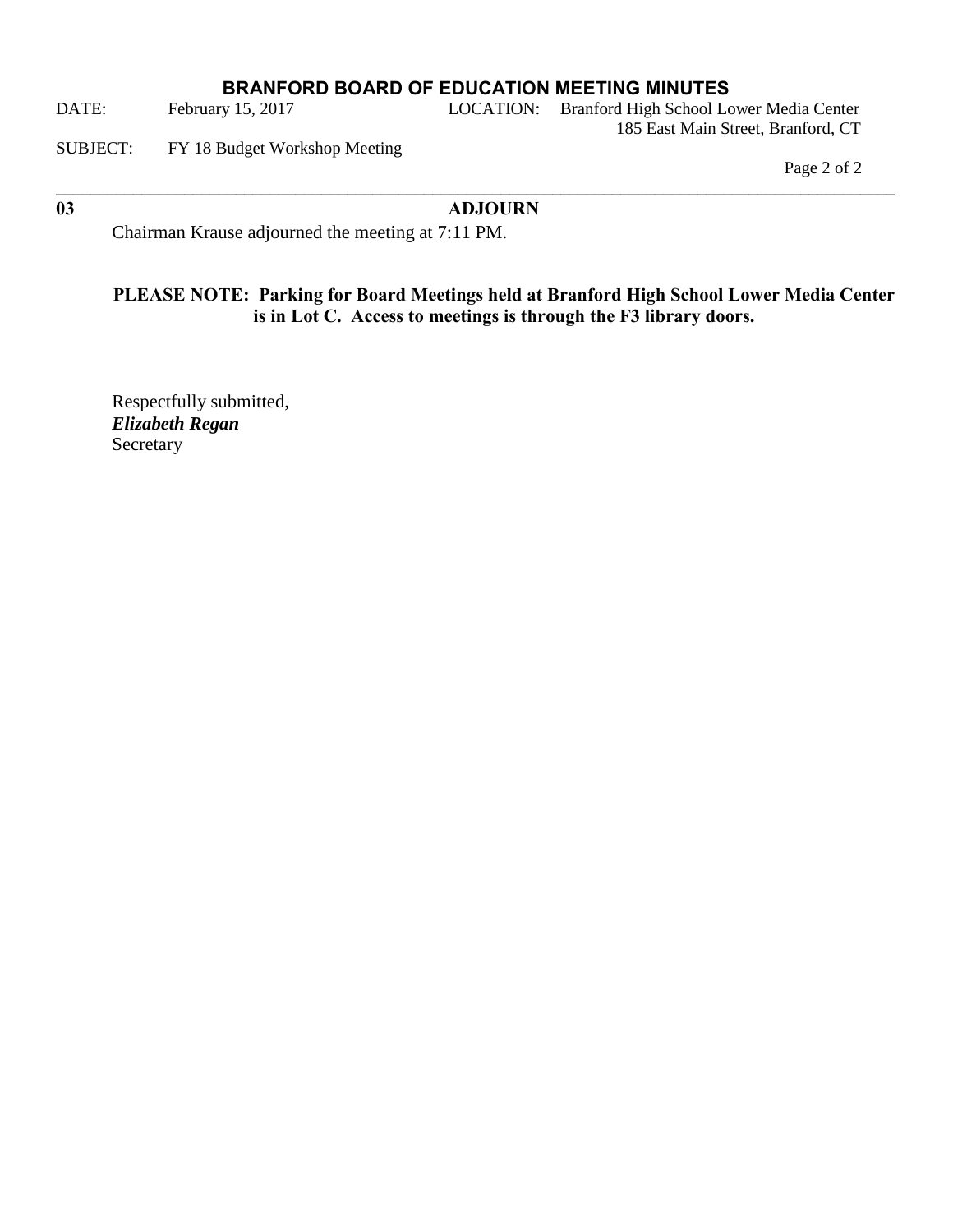**03 ADJOURN**

Chairman Krause adjourned the meeting at 7:11 PM.

**PLEASE NOTE: Parking for Board Meetings held at Branford High School Lower Media Center is in Lot C. Access to meetings is through the F3 library doors.**

Respectfully submitted,
***Elizabeth Regan***
Secretary